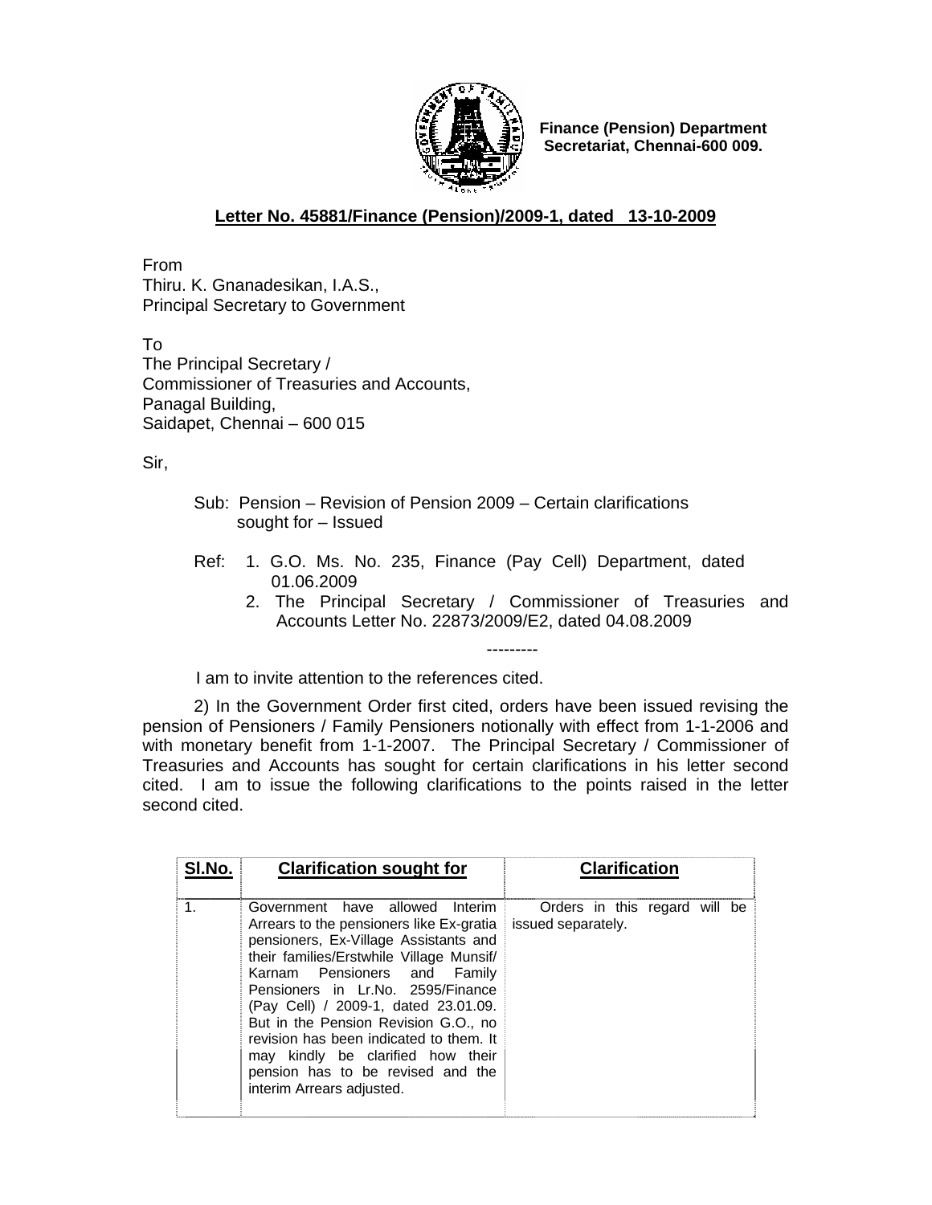**Finance (Pension) Department**
**Secretariat, Chennai-600 009.**

**Letter No. 45881/Finance (Pension)/2009-1, dated 13-10-2009**

From
Thiru. K. Gnanadesikan, I.A.S.,
Principal Secretary to Government

To
The Principal Secretary /
Commissioner of Treasuries and Accounts,
Panagal Building,
Saidapet, Chennai – 600 015

Sir,

Sub: Pension – Revision of Pension 2009 – Certain clarifications sought for – Issued

Ref: 1. G.O. Ms. No. 235, Finance (Pay Cell) Department, dated 01.06.2009
2. The Principal Secretary / Commissioner of Treasuries and Accounts Letter No. 22873/2009/E2, dated 04.08.2009

---------

I am to invite attention to the references cited.

2) In the Government Order first cited, orders have been issued revising the pension of Pensioners / Family Pensioners notionally with effect from 1-1-2006 and with monetary benefit from 1-1-2007. The Principal Secretary / Commissioner of Treasuries and Accounts has sought for certain clarifications in his letter second cited. I am to issue the following clarifications to the points raised in the letter second cited.

| Sl.No. | Clarification sought for | Clarification |
|---|---|---|
| 1. | Government have allowed Interim Arrears to the pensioners like Ex-gratia pensioners, Ex-Village Assistants and their families/Erstwhile Village Munsif/ Karnam Pensioners and Family Pensioners in Lr.No. 2595/Finance (Pay Cell) / 2009-1, dated 23.01.09. But in the Pension Revision G.O., no revision has been indicated to them. It may kindly be clarified how their pension has to be revised and the interim Arrears adjusted. | Orders in this regard will be issued separately. |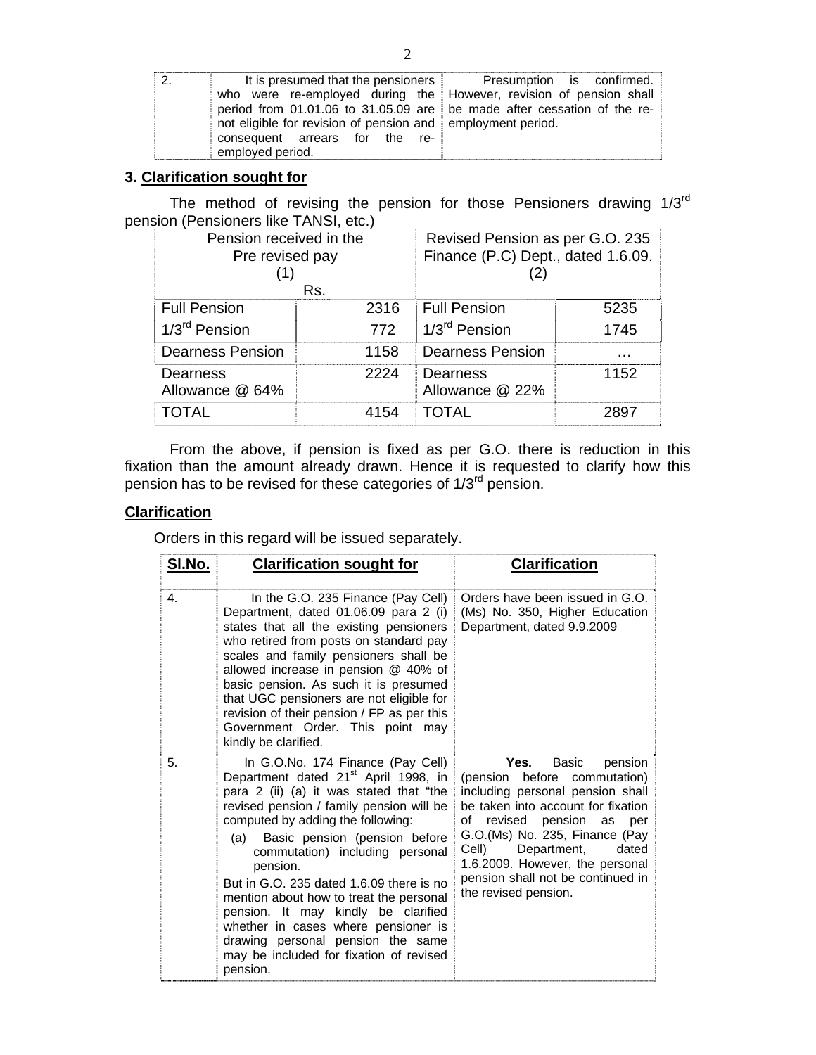| 2. | It is presumed that the pensioners who were re-employed during the period from 01.01.06 to 31.05.09 are not eligible for revision of pension and consequent arrears for the re-employed period. | Presumption is confirmed. However, revision of pension shall be made after cessation of the re-employment period. |
|---|---|---|

**3. Clarification sought for**

The method of revising the pension for those Pensioners drawing 1/3rd pension (Pensioners like TANSI, etc.)

| Pension received in the Pre revised pay (1) | Rs. | Revised Pension as per G.O. 235 Finance (P.C) Dept., dated 1.6.09. (2) | |
|---|---|---|---|
| Full Pension | 2316 | Full Pension | 5235 |
| 1/3rd Pension | 772 | 1/3rd Pension | 1745 |
| Dearness Pension | 1158 | Dearness Pension | … |
| Dearness Allowance @ 64% | 2224 | Dearness Allowance @ 22% | 1152 |
| TOTAL | 4154 | TOTAL | 2897 |

From the above, if pension is fixed as per G.O. there is reduction in this fixation than the amount already drawn. Hence it is requested to clarify how this pension has to be revised for these categories of 1/3rd pension.

**Clarification**

Orders in this regard will be issued separately.

| **Sl.No.** | **Clarification sought for** | **Clarification** |
|---|---|---|
| 4. | In the G.O. 235 Finance (Pay Cell) Department, dated 01.06.09 para 2 (i) states that all the existing pensioners who retired from posts on standard pay scales and family pensioners shall be allowed increase in pension @ 40% of basic pension. As such it is presumed that UGC pensioners are not eligible for revision of their pension / FP as per this Government Order. This point may kindly be clarified. | Orders have been issued in G.O. (Ms) No. 350, Higher Education Department, dated 9.9.2009 |
| 5. | In G.O.No. 174 Finance (Pay Cell) Department dated 21st April 1998, in para 2 (ii) (a) it was stated that "the revised pension / family pension will be computed by adding the following: (a) Basic pension (pension before commutation) including personal pension. But in G.O. 235 dated 1.6.09 there is no mention about how to treat the personal pension. It may kindly be clarified whether in cases where pensioner is drawing personal pension the same may be included for fixation of revised pension. | **Yes.** Basic pension (pension before commutation) including personal pension shall be taken into account for fixation of revised pension as per G.O.(Ms) No. 235, Finance (Pay Cell) Department, dated 1.6.2009. However, the personal pension shall not be continued in the revised pension. |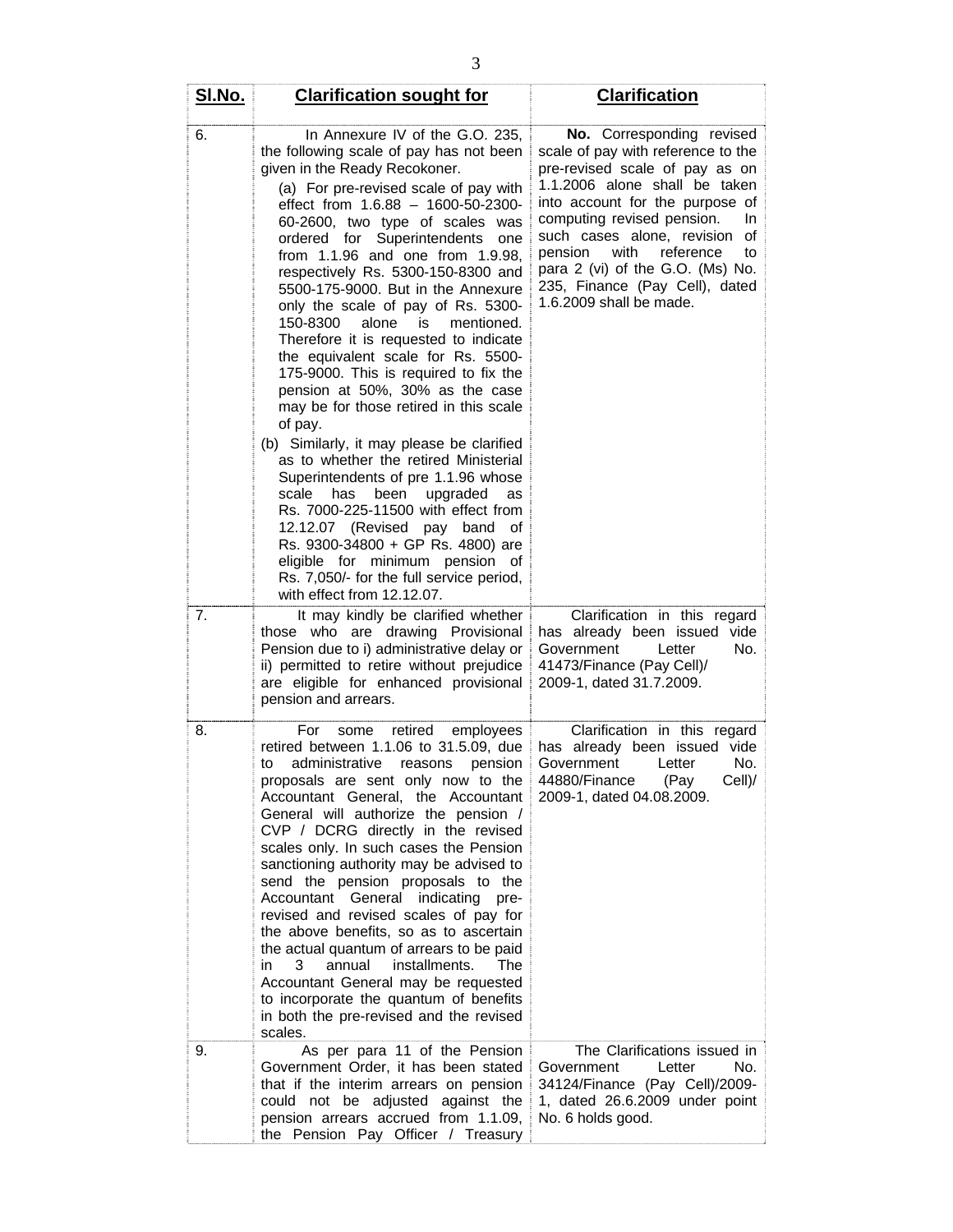| Sl.No. | Clarification sought for | Clarification |
|---|---|---|
| 6. | In Annexure IV of the G.O. 235, the following scale of pay has not been given in the Ready Recokoner.<br>(a) For pre-revised scale of pay with effect from 1.6.88 – 1600-50-2300-60-2600, two type of scales was ordered for Superintendents one from 1.1.96 and one from 1.9.98, respectively Rs. 5300-150-8300 and 5500-175-9000. But in the Annexure only the scale of pay of Rs. 5300-150-8300 alone is mentioned. Therefore it is requested to indicate the equivalent scale for Rs. 5500-175-9000. This is required to fix the pension at 50%, 30% as the case may be for those retired in this scale of pay.<br>(b) Similarly, it may please be clarified as to whether the retired Ministerial Superintendents of pre 1.1.96 whose scale has been upgraded as Rs. 7000-225-11500 with effect from 12.12.07 (Revised pay band of Rs. 9300-34800 + GP Rs. 4800) are eligible for minimum pension of Rs. 7,050/- for the full service period, with effect from 12.12.07. | **No.** Corresponding revised scale of pay with reference to the pre-revised scale of pay as on 1.1.2006 alone shall be taken into account for the purpose of computing revised pension. In such cases alone, revision of pension with reference to para 2 (vi) of the G.O. (Ms) No. 235, Finance (Pay Cell), dated 1.6.2009 shall be made. |
| 7. | It may kindly be clarified whether those who are drawing Provisional Pension due to i) administrative delay or ii) permitted to retire without prejudice are eligible for enhanced provisional pension and arrears. | Clarification in this regard has already been issued vide Government Letter No. 41473/Finance (Pay Cell)/ 2009-1, dated 31.7.2009. |
| 8. | For some retired employees retired between 1.1.06 to 31.5.09, due to administrative reasons pension proposals are sent only now to the Accountant General, the Accountant General will authorize the pension / CVP / DCRG directly in the revised scales only. In such cases the Pension sanctioning authority may be advised to send the pension proposals to the Accountant General indicating pre-revised and revised scales of pay for the above benefits, so as to ascertain the actual quantum of arrears to be paid in 3 annual installments. The Accountant General may be requested to incorporate the quantum of benefits in both the pre-revised and the revised scales. | Clarification in this regard has already been issued vide Government Letter No. 44880/Finance (Pay Cell)/ 2009-1, dated 04.08.2009. |
| 9. | As per para 11 of the Pension Government Order, it has been stated that if the interim arrears on pension could not be adjusted against the pension arrears accrued from 1.1.09, the Pension Pay Officer / Treasury | The Clarifications issued in Government Letter No. 34124/Finance (Pay Cell)/2009-1, dated 26.6.2009 under point No. 6 holds good. |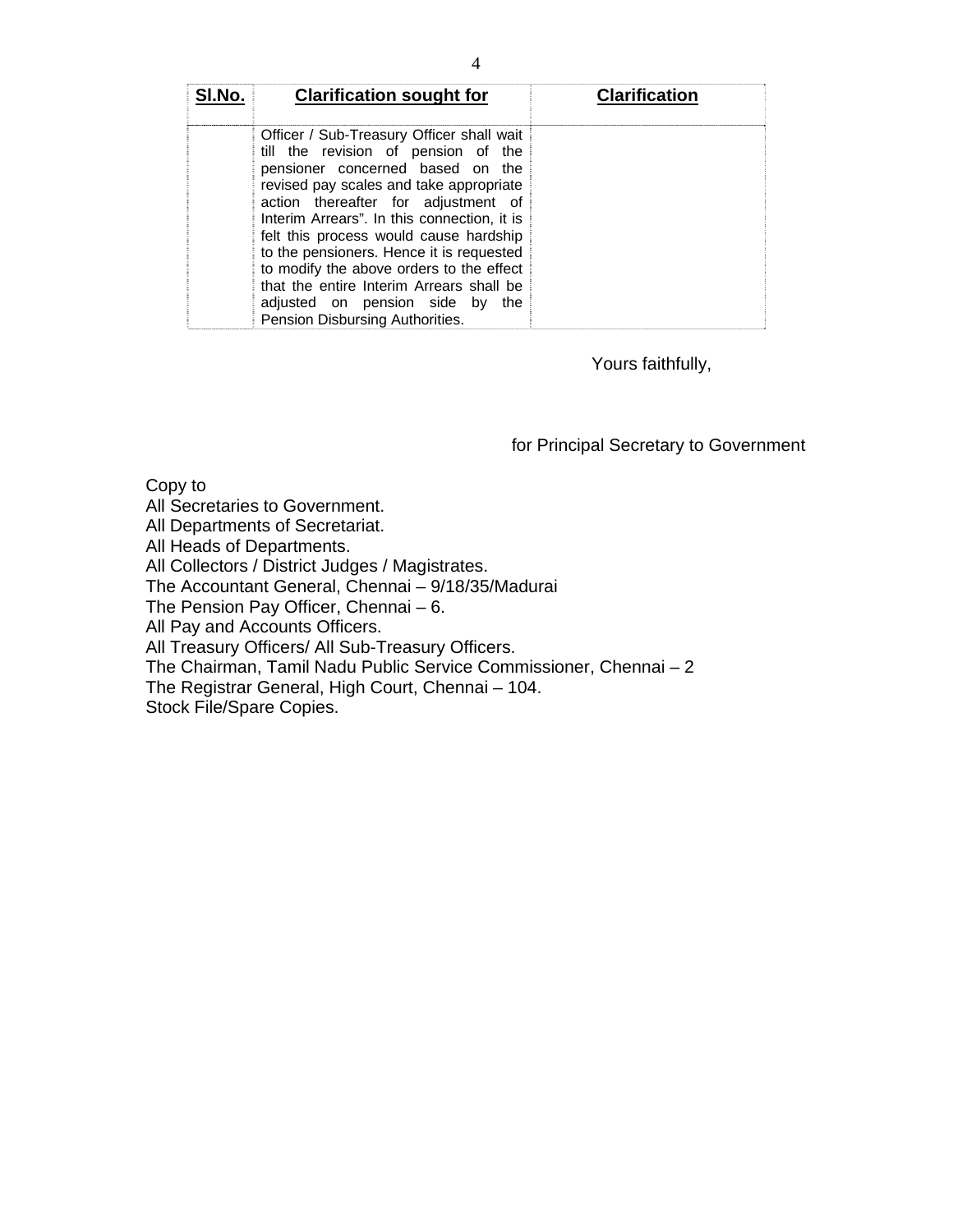| Sl.No. | Clarification sought for | Clarification |
| --- | --- | --- |
| | Officer / Sub-Treasury Officer shall wait till the revision of pension of the pensioner concerned based on the revised pay scales and take appropriate action thereafter for adjustment of Interim Arrears". In this connection, it is felt this process would cause hardship to the pensioners. Hence it is requested to modify the above orders to the effect that the entire Interim Arrears shall be adjusted on pension side by the Pension Disbursing Authorities. | |

Yours faithfully,

for Principal Secretary to Government

Copy to
All Secretaries to Government.
All Departments of Secretariat.
All Heads of Departments.
All Collectors / District Judges / Magistrates.
The Accountant General, Chennai – 9/18/35/Madurai
The Pension Pay Officer, Chennai – 6.
All Pay and Accounts Officers.
All Treasury Officers/ All Sub-Treasury Officers.
The Chairman, Tamil Nadu Public Service Commissioner, Chennai – 2
The Registrar General, High Court, Chennai – 104.
Stock File/Spare Copies.